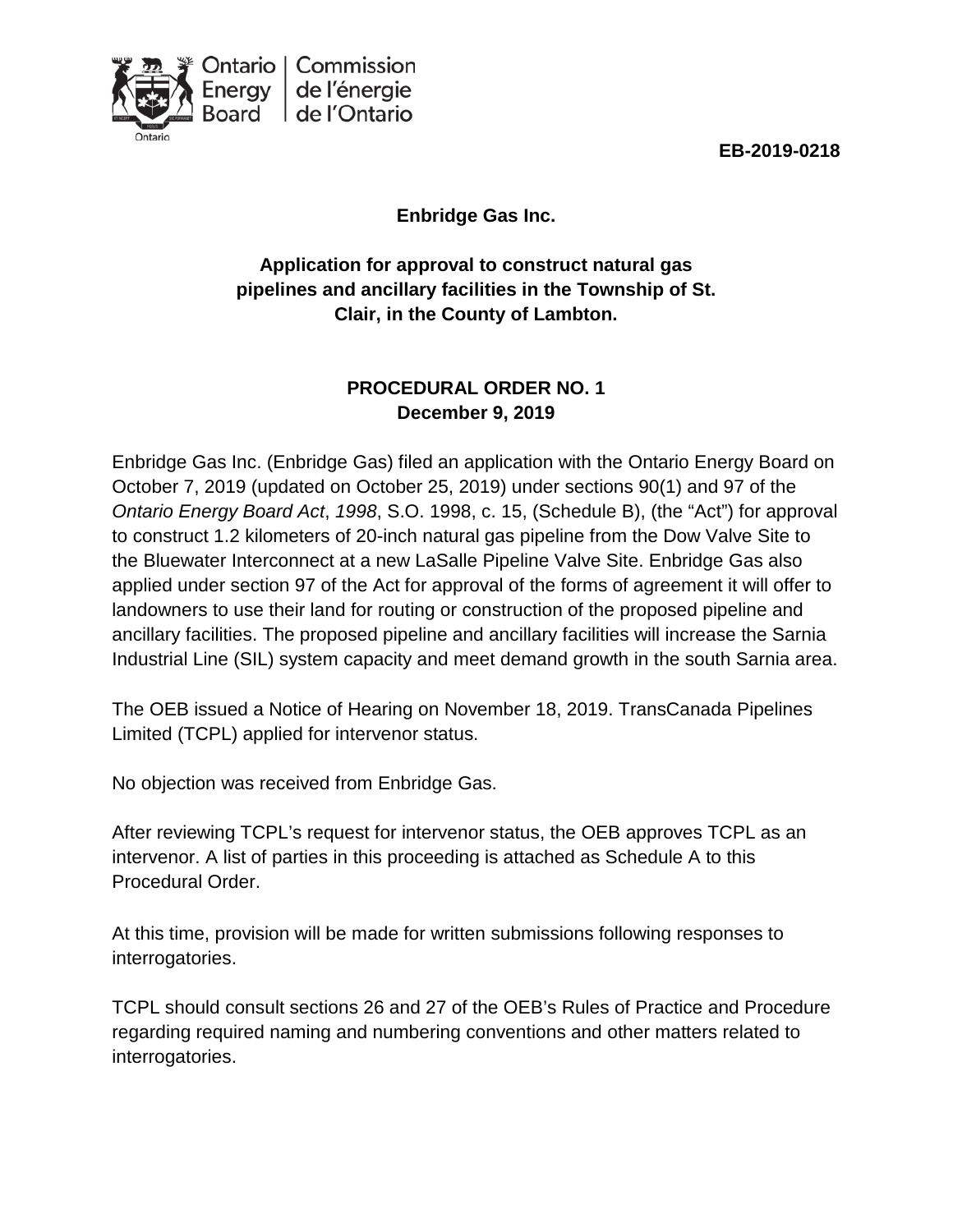Ontario Energy Board | Commission de l'énergie de l'Ontario

**EB-2019-0218**

**Enbridge Gas Inc.**

**Application for approval to construct natural gas pipelines and ancillary facilities in the Township of St. Clair, in the County of Lambton.**

**PROCEDURAL ORDER NO. 1**
**December 9, 2019**

Enbridge Gas Inc. (Enbridge Gas) filed an application with the Ontario Energy Board on October 7, 2019 (updated on October 25, 2019) under sections 90(1) and 97 of the *Ontario Energy Board Act*, *1998*, S.O. 1998, c. 15, (Schedule B), (the "Act") for approval to construct 1.2 kilometers of 20-inch natural gas pipeline from the Dow Valve Site to the Bluewater Interconnect at a new LaSalle Pipeline Valve Site. Enbridge Gas also applied under section 97 of the Act for approval of the forms of agreement it will offer to landowners to use their land for routing or construction of the proposed pipeline and ancillary facilities. The proposed pipeline and ancillary facilities will increase the Sarnia Industrial Line (SIL) system capacity and meet demand growth in the south Sarnia area.

The OEB issued a Notice of Hearing on November 18, 2019. TransCanada Pipelines Limited (TCPL) applied for intervenor status.

No objection was received from Enbridge Gas.

After reviewing TCPL's request for intervenor status, the OEB approves TCPL as an intervenor. A list of parties in this proceeding is attached as Schedule A to this Procedural Order.

At this time, provision will be made for written submissions following responses to interrogatories.

TCPL should consult sections 26 and 27 of the OEB's Rules of Practice and Procedure regarding required naming and numbering conventions and other matters related to interrogatories.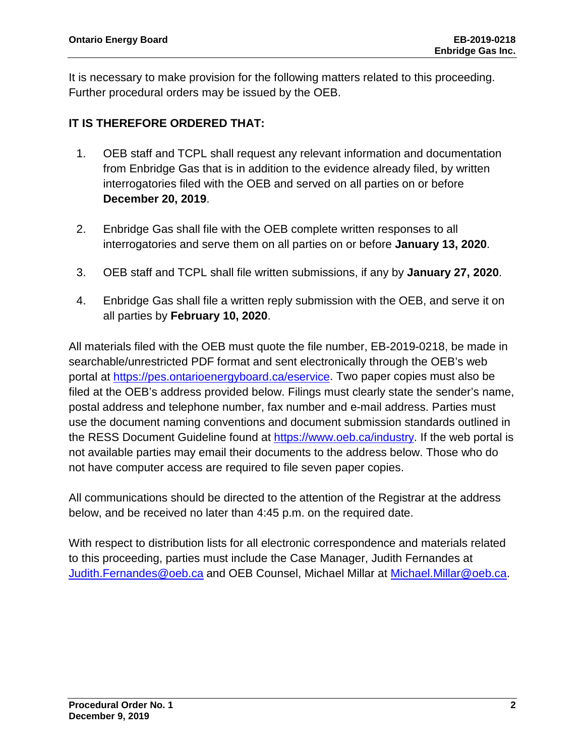It is necessary to make provision for the following matters related to this proceeding. Further procedural orders may be issued by the OEB.

**IT IS THEREFORE ORDERED THAT:**

1. OEB staff and TCPL shall request any relevant information and documentation from Enbridge Gas that is in addition to the evidence already filed, by written interrogatories filed with the OEB and served on all parties on or before **December 20, 2019**.

2. Enbridge Gas shall file with the OEB complete written responses to all interrogatories and serve them on all parties on or before **January 13, 2020**.

3. OEB staff and TCPL shall file written submissions, if any by **January 27, 2020**.

4. Enbridge Gas shall file a written reply submission with the OEB, and serve it on all parties by **February 10, 2020**.

All materials filed with the OEB must quote the file number, EB-2019-0218, be made in searchable/unrestricted PDF format and sent electronically through the OEB's web portal at https://pes.ontarioenergyboard.ca/eservice. Two paper copies must also be filed at the OEB's address provided below. Filings must clearly state the sender's name, postal address and telephone number, fax number and e-mail address. Parties must use the document naming conventions and document submission standards outlined in the RESS Document Guideline found at https://www.oeb.ca/industry. If the web portal is not available parties may email their documents to the address below. Those who do not have computer access are required to file seven paper copies.

All communications should be directed to the attention of the Registrar at the address below, and be received no later than 4:45 p.m. on the required date.

With respect to distribution lists for all electronic correspondence and materials related to this proceeding, parties must include the Case Manager, Judith Fernandes at Judith.Fernandes@oeb.ca and OEB Counsel, Michael Millar at Michael.Millar@oeb.ca.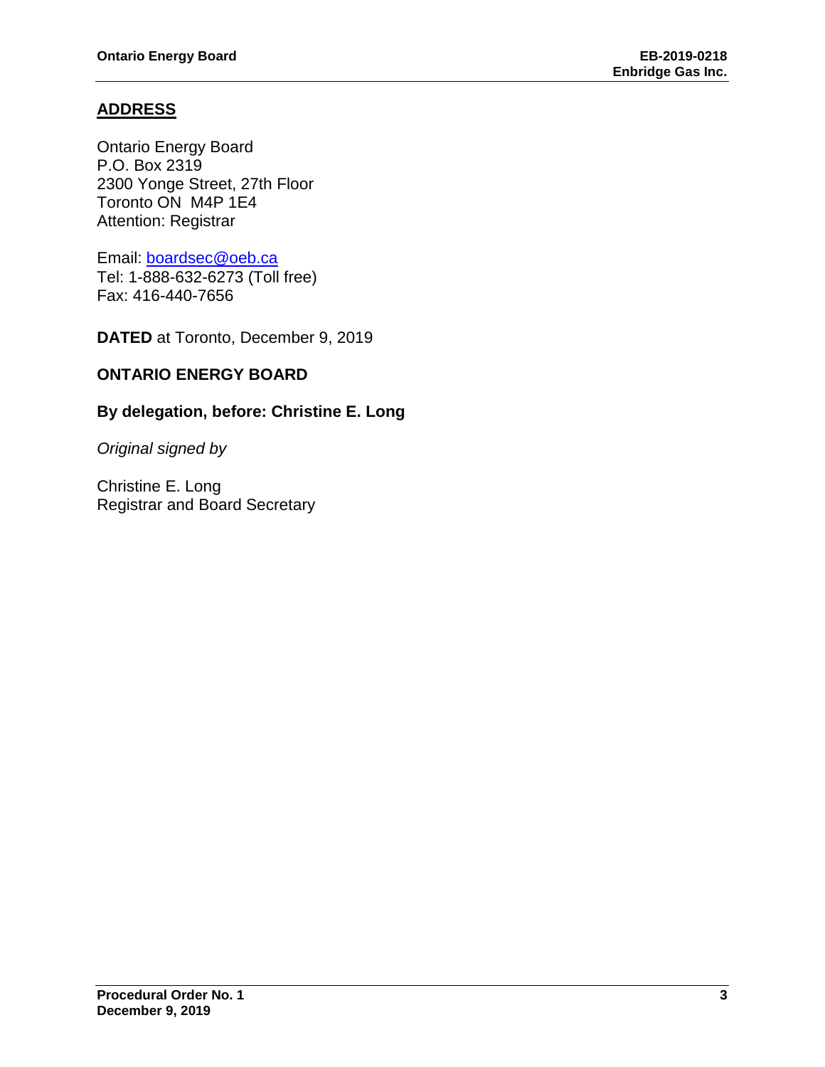## ADDRESS

Ontario Energy Board
P.O. Box 2319
2300 Yonge Street, 27th Floor
Toronto ON  M4P 1E4
Attention: Registrar

Email: boardsec@oeb.ca
Tel: 1-888-632-6273 (Toll free)
Fax: 416-440-7656

**DATED** at Toronto, December 9, 2019

**ONTARIO ENERGY BOARD**

**By delegation, before: Christine E. Long**

*Original signed by*

Christine E. Long
Registrar and Board Secretary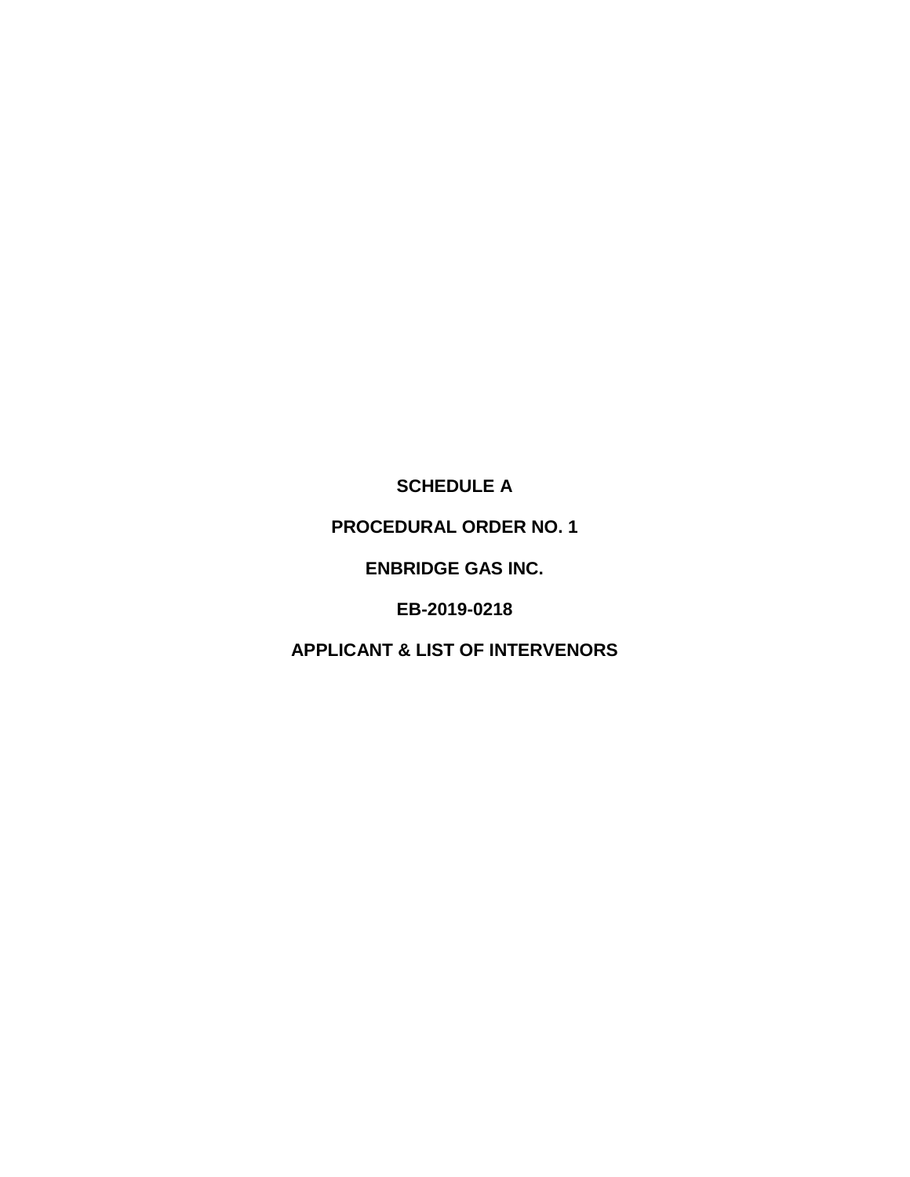**SCHEDULE A**

**PROCEDURAL ORDER NO. 1**

**ENBRIDGE GAS INC.**

**EB-2019-0218**

**APPLICANT & LIST OF INTERVENORS**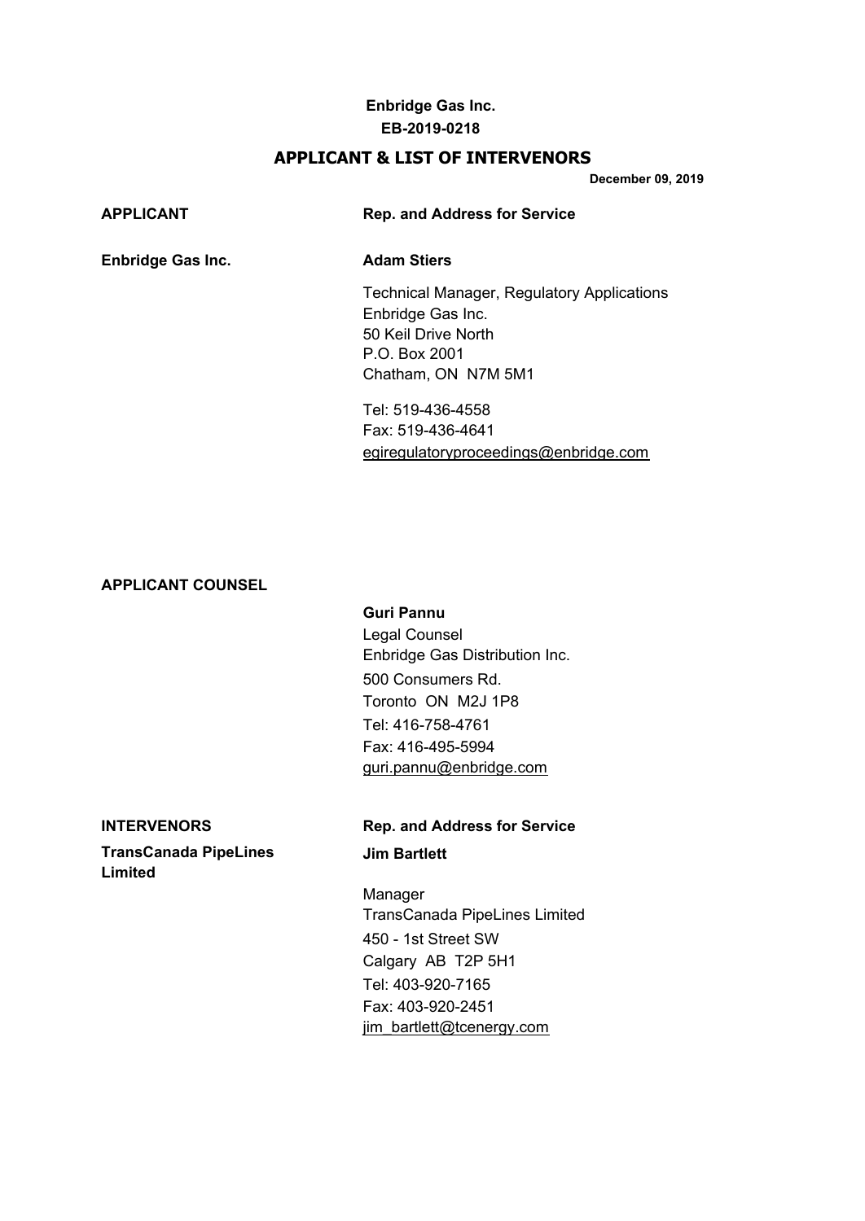**Enbridge Gas Inc.**
**EB-2019-0218**

## APPLICANT & LIST OF INTERVENORS

**December 09, 2019**

| **APPLICANT** | **Rep. and Address for Service** |
|---|---|
| **Enbridge Gas Inc.** | **Adam Stiers**<br><br>Technical Manager, Regulatory Applications<br>Enbridge Gas Inc.<br>50 Keil Drive North<br>P.O. Box 2001<br>Chatham, ON N7M 5M1<br><br>Tel: 519-436-4558<br>Fax: 519-436-4641<br>egiregulatoryproceedings@enbridge.com |

**APPLICANT COUNSEL**

**Guri Pannu**
Legal Counsel
Enbridge Gas Distribution Inc.
500 Consumers Rd.
Toronto ON M2J 1P8
Tel: 416-758-4761
Fax: 416-495-5994
guri.pannu@enbridge.com

| **INTERVENORS** | **Rep. and Address for Service** |
|---|---|
| **TransCanada PipeLines Limited** | **Jim Bartlett**<br><br>Manager<br>TransCanada PipeLines Limited<br>450 - 1st Street SW<br>Calgary AB T2P 5H1<br>Tel: 403-920-7165<br>Fax: 403-920-2451<br>jim_bartlett@tcenergy.com |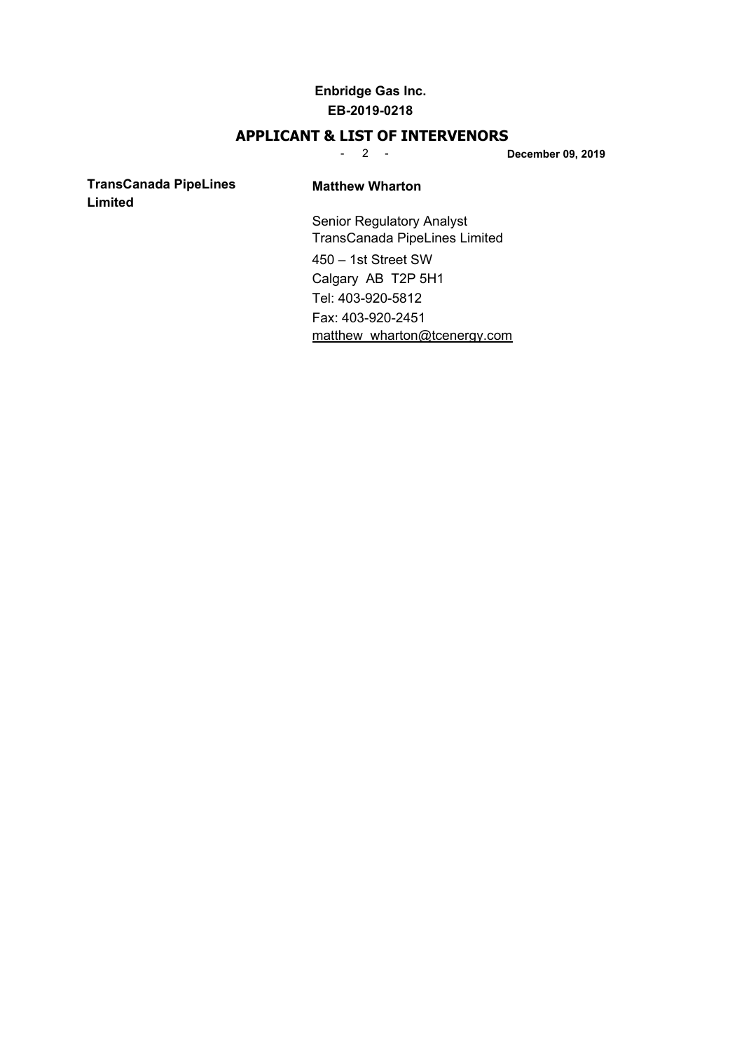**Enbridge Gas Inc.**
**EB-2019-0218**

## APPLICANT & LIST OF INTERVENORS

**December 09, 2019**

| | |
|---|---|
| **TransCanada PipeLines Limited** | **Matthew Wharton**<br><br>Senior Regulatory Analyst<br>TransCanada PipeLines Limited<br>450 – 1st Street SW<br>Calgary AB T2P 5H1<br>Tel: 403-920-5812<br>Fax: 403-920-2451<br>matthew_wharton@tcenergy.com |